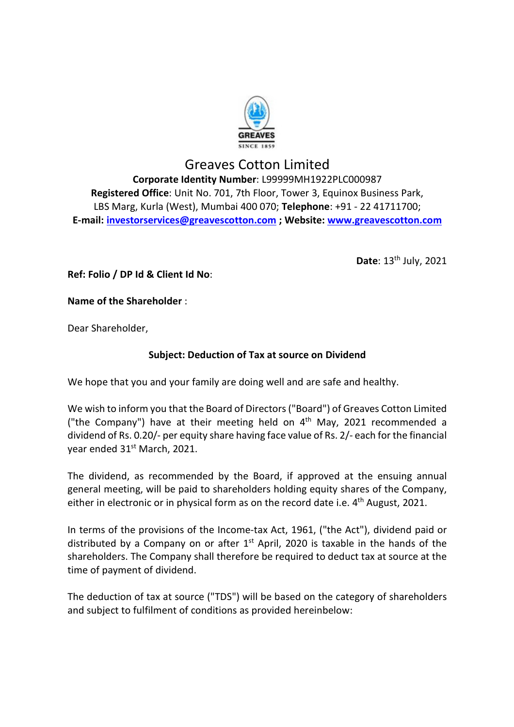GREAVES
SINCE 1859

# Greaves Cotton Limited

**Corporate Identity Number**: L99999MH1922PLC000987
**Registered Office**: Unit No. 701, 7th Floor, Tower 3, Equinox Business Park, LBS Marg, Kurla (West), Mumbai 400 070; **Telephone**: +91 - 22 41711700;
**E-mail:** investorservices@greavescotton.com **; Website:** www.greavescotton.com

**Date**: 13th July, 2021

**Ref: Folio / DP Id & Client Id No**:

**Name of the Shareholder** :

Dear Shareholder,

**Subject: Deduction of Tax at source on Dividend**

We hope that you and your family are doing well and are safe and healthy.

We wish to inform you that the Board of Directors ("Board") of Greaves Cotton Limited ("the Company") have at their meeting held on 4th May, 2021 recommended a dividend of Rs. 0.20/- per equity share having face value of Rs. 2/- each for the financial year ended 31st March, 2021.

The dividend, as recommended by the Board, if approved at the ensuing annual general meeting, will be paid to shareholders holding equity shares of the Company, either in electronic or in physical form as on the record date i.e. 4th August, 2021.

In terms of the provisions of the Income-tax Act, 1961, ("the Act"), dividend paid or distributed by a Company on or after 1st April, 2020 is taxable in the hands of the shareholders. The Company shall therefore be required to deduct tax at source at the time of payment of dividend.

The deduction of tax at source ("TDS") will be based on the category of shareholders and subject to fulfilment of conditions as provided hereinbelow: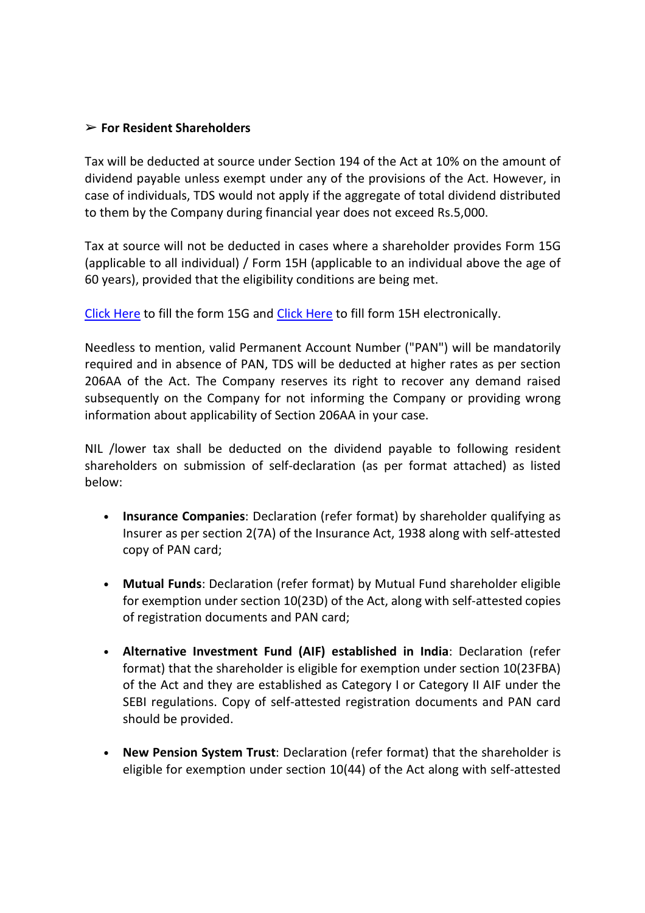➢ **For Resident Shareholders**

Tax will be deducted at source under Section 194 of the Act at 10% on the amount of dividend payable unless exempt under any of the provisions of the Act. However, in case of individuals, TDS would not apply if the aggregate of total dividend distributed to them by the Company during financial year does not exceed Rs.5,000.

Tax at source will not be deducted in cases where a shareholder provides Form 15G (applicable to all individual) / Form 15H (applicable to an individual above the age of 60 years), provided that the eligibility conditions are being met.

Click Here to fill the form 15G and Click Here to fill form 15H electronically.

Needless to mention, valid Permanent Account Number ("PAN") will be mandatorily required and in absence of PAN, TDS will be deducted at higher rates as per section 206AA of the Act. The Company reserves its right to recover any demand raised subsequently on the Company for not informing the Company or providing wrong information about applicability of Section 206AA in your case.

NIL /lower tax shall be deducted on the dividend payable to following resident shareholders on submission of self-declaration (as per format attached) as listed below:

- **Insurance Companies**: Declaration (refer format) by shareholder qualifying as Insurer as per section 2(7A) of the Insurance Act, 1938 along with self-attested copy of PAN card;

- **Mutual Funds**: Declaration (refer format) by Mutual Fund shareholder eligible for exemption under section 10(23D) of the Act, along with self-attested copies of registration documents and PAN card;

- **Alternative Investment Fund (AIF) established in India**: Declaration (refer format) that the shareholder is eligible for exemption under section 10(23FBA) of the Act and they are established as Category I or Category II AIF under the SEBI regulations. Copy of self-attested registration documents and PAN card should be provided.

- **New Pension System Trust**: Declaration (refer format) that the shareholder is eligible for exemption under section 10(44) of the Act along with self-attested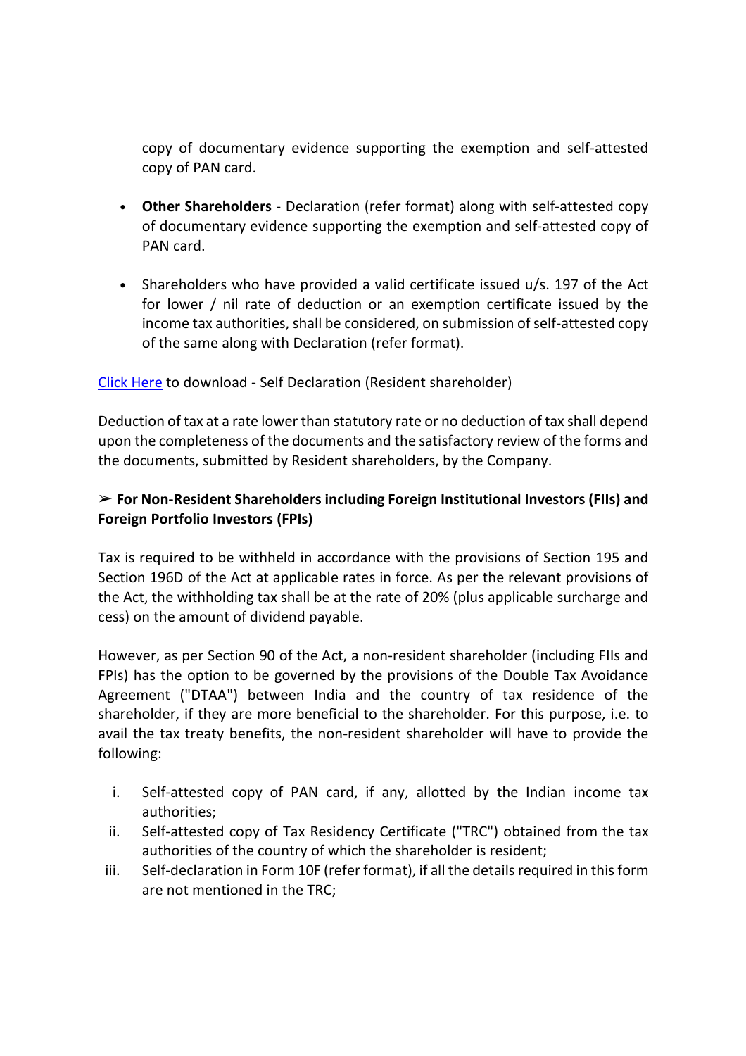copy of documentary evidence supporting the exemption and self-attested copy of PAN card.

- **Other Shareholders** - Declaration (refer format) along with self-attested copy of documentary evidence supporting the exemption and self-attested copy of PAN card.

- Shareholders who have provided a valid certificate issued u/s. 197 of the Act for lower / nil rate of deduction or an exemption certificate issued by the income tax authorities, shall be considered, on submission of self-attested copy of the same along with Declaration (refer format).

Click Here to download - Self Declaration (Resident shareholder)

Deduction of tax at a rate lower than statutory rate or no deduction of tax shall depend upon the completeness of the documents and the satisfactory review of the forms and the documents, submitted by Resident shareholders, by the Company.

➢ **For Non-Resident Shareholders including Foreign Institutional Investors (FIIs) and Foreign Portfolio Investors (FPIs)**

Tax is required to be withheld in accordance with the provisions of Section 195 and Section 196D of the Act at applicable rates in force. As per the relevant provisions of the Act, the withholding tax shall be at the rate of 20% (plus applicable surcharge and cess) on the amount of dividend payable.

However, as per Section 90 of the Act, a non-resident shareholder (including FIIs and FPIs) has the option to be governed by the provisions of the Double Tax Avoidance Agreement ("DTAA") between India and the country of tax residence of the shareholder, if they are more beneficial to the shareholder. For this purpose, i.e. to avail the tax treaty benefits, the non-resident shareholder will have to provide the following:

i. Self-attested copy of PAN card, if any, allotted by the Indian income tax authorities;
ii. Self-attested copy of Tax Residency Certificate ("TRC") obtained from the tax authorities of the country of which the shareholder is resident;
iii. Self-declaration in Form 10F (refer format), if all the details required in this form are not mentioned in the TRC;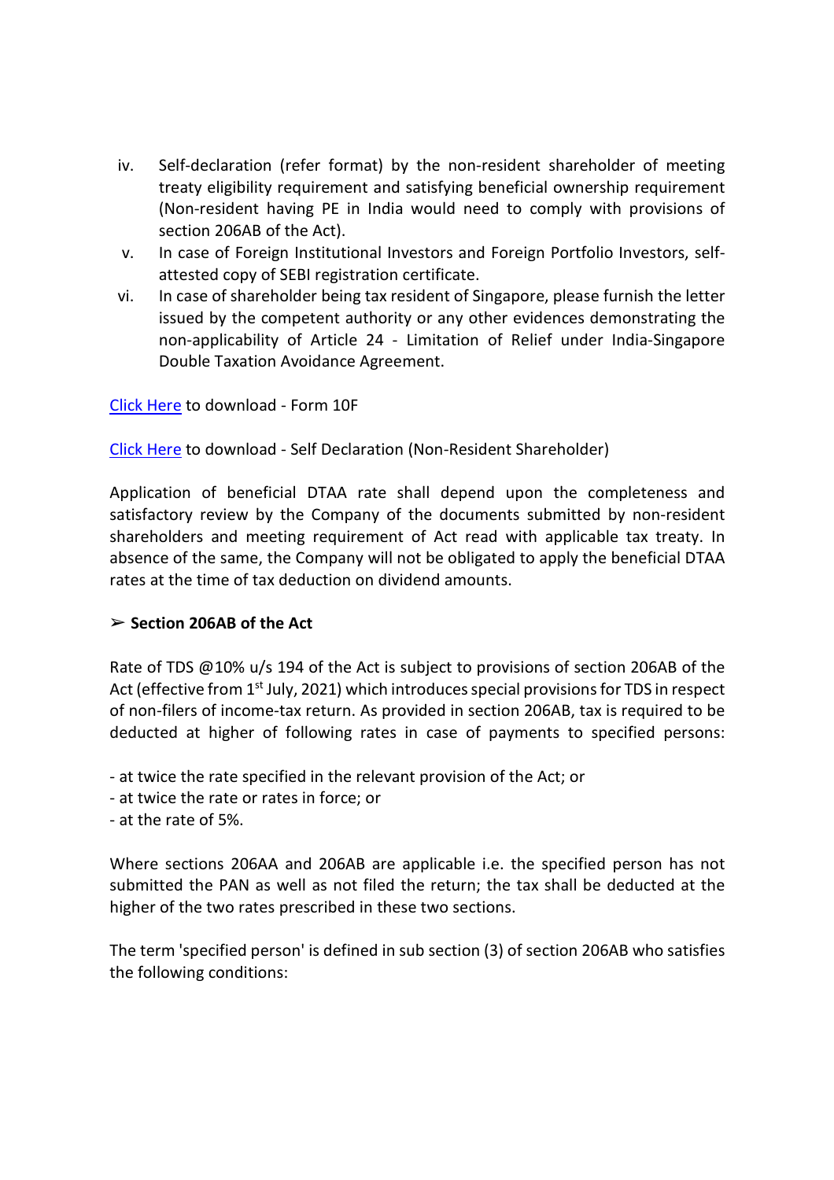iv. Self-declaration (refer format) by the non-resident shareholder of meeting treaty eligibility requirement and satisfying beneficial ownership requirement (Non-resident having PE in India would need to comply with provisions of section 206AB of the Act).

v. In case of Foreign Institutional Investors and Foreign Portfolio Investors, self-attested copy of SEBI registration certificate.

vi. In case of shareholder being tax resident of Singapore, please furnish the letter issued by the competent authority or any other evidences demonstrating the non-applicability of Article 24 - Limitation of Relief under India-Singapore Double Taxation Avoidance Agreement.

Click Here to download - Form 10F

Click Here to download - Self Declaration (Non-Resident Shareholder)

Application of beneficial DTAA rate shall depend upon the completeness and satisfactory review by the Company of the documents submitted by non-resident shareholders and meeting requirement of Act read with applicable tax treaty. In absence of the same, the Company will not be obligated to apply the beneficial DTAA rates at the time of tax deduction on dividend amounts.

➢ **Section 206AB of the Act**

Rate of TDS @10% u/s 194 of the Act is subject to provisions of section 206AB of the Act (effective from 1st July, 2021) which introduces special provisions for TDS in respect of non-filers of income-tax return. As provided in section 206AB, tax is required to be deducted at higher of following rates in case of payments to specified persons:

- at twice the rate specified in the relevant provision of the Act; or
- at twice the rate or rates in force; or
- at the rate of 5%.

Where sections 206AA and 206AB are applicable i.e. the specified person has not submitted the PAN as well as not filed the return; the tax shall be deducted at the higher of the two rates prescribed in these two sections.

The term 'specified person' is defined in sub section (3) of section 206AB who satisfies the following conditions: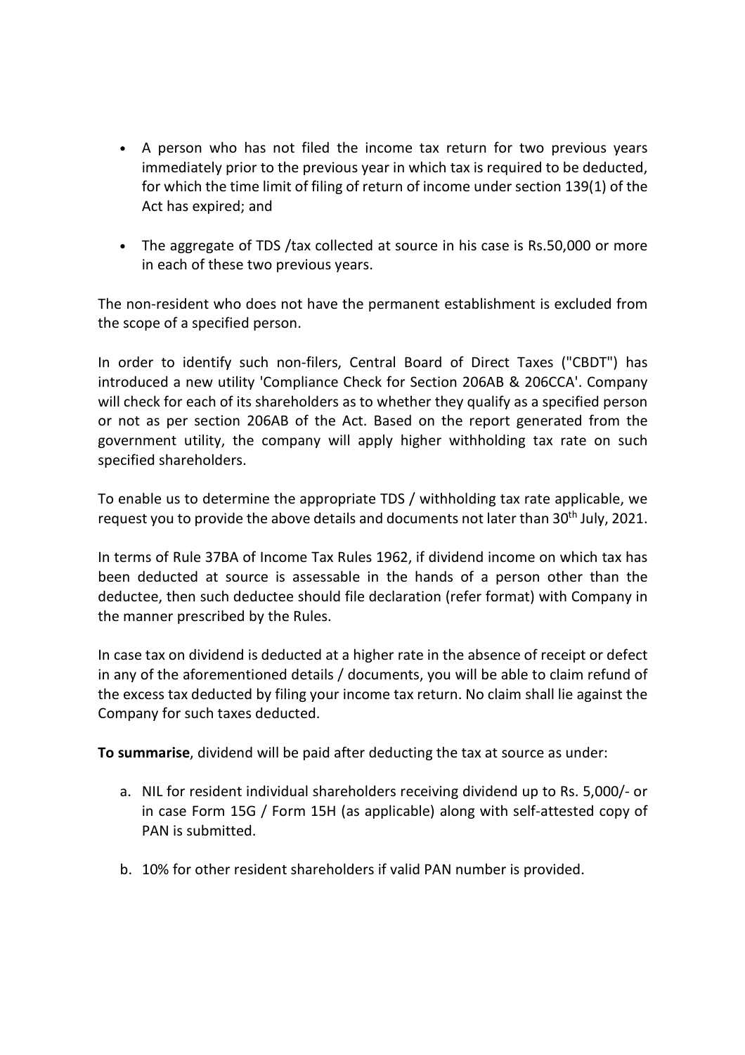- A person who has not filed the income tax return for two previous years immediately prior to the previous year in which tax is required to be deducted, for which the time limit of filing of return of income under section 139(1) of the Act has expired; and

- The aggregate of TDS /tax collected at source in his case is Rs.50,000 or more in each of these two previous years.

The non-resident who does not have the permanent establishment is excluded from the scope of a specified person.

In order to identify such non-filers, Central Board of Direct Taxes ("CBDT") has introduced a new utility 'Compliance Check for Section 206AB & 206CCA'. Company will check for each of its shareholders as to whether they qualify as a specified person or not as per section 206AB of the Act. Based on the report generated from the government utility, the company will apply higher withholding tax rate on such specified shareholders.

To enable us to determine the appropriate TDS / withholding tax rate applicable, we request you to provide the above details and documents not later than 30th July, 2021.

In terms of Rule 37BA of Income Tax Rules 1962, if dividend income on which tax has been deducted at source is assessable in the hands of a person other than the deductee, then such deductee should file declaration (refer format) with Company in the manner prescribed by the Rules.

In case tax on dividend is deducted at a higher rate in the absence of receipt or defect in any of the aforementioned details / documents, you will be able to claim refund of the excess tax deducted by filing your income tax return. No claim shall lie against the Company for such taxes deducted.

**To summarise**, dividend will be paid after deducting the tax at source as under:

a. NIL for resident individual shareholders receiving dividend up to Rs. 5,000/- or in case Form 15G / Form 15H (as applicable) along with self-attested copy of PAN is submitted.

b. 10% for other resident shareholders if valid PAN number is provided.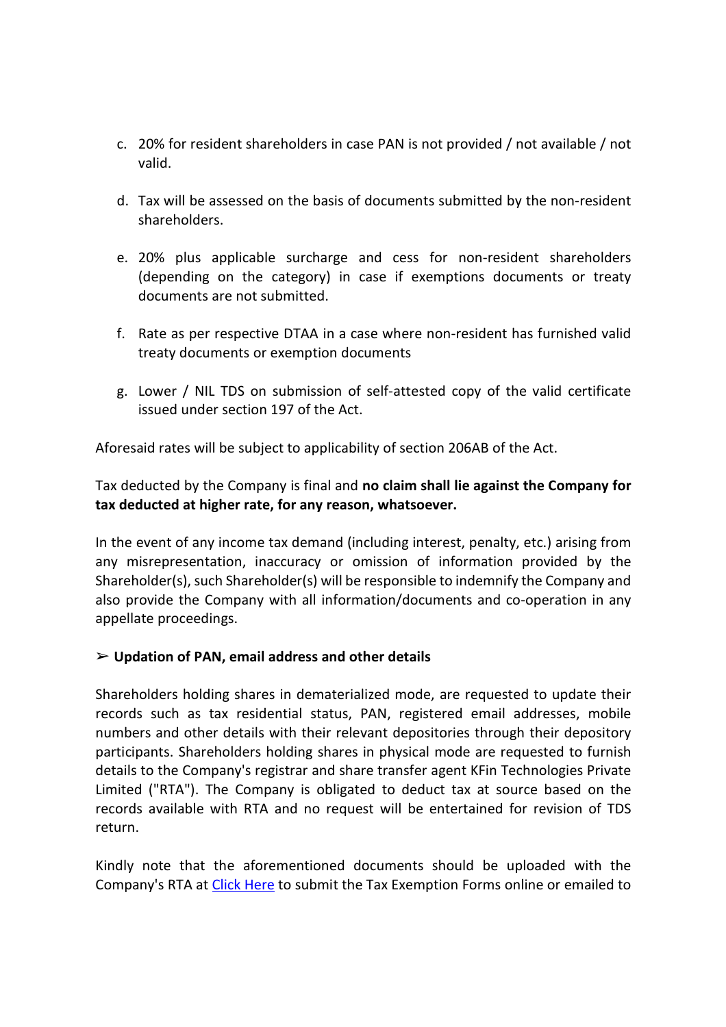c. 20% for resident shareholders in case PAN is not provided / not available / not valid.

d. Tax will be assessed on the basis of documents submitted by the non-resident shareholders.

e. 20% plus applicable surcharge and cess for non-resident shareholders (depending on the category) in case if exemptions documents or treaty documents are not submitted.

f. Rate as per respective DTAA in a case where non-resident has furnished valid treaty documents or exemption documents

g. Lower / NIL TDS on submission of self-attested copy of the valid certificate issued under section 197 of the Act.

Aforesaid rates will be subject to applicability of section 206AB of the Act.

Tax deducted by the Company is final and **no claim shall lie against the Company for tax deducted at higher rate, for any reason, whatsoever.**

In the event of any income tax demand (including interest, penalty, etc.) arising from any misrepresentation, inaccuracy or omission of information provided by the Shareholder(s), such Shareholder(s) will be responsible to indemnify the Company and also provide the Company with all information/documents and co-operation in any appellate proceedings.

➢ **Updation of PAN, email address and other details**

Shareholders holding shares in dematerialized mode, are requested to update their records such as tax residential status, PAN, registered email addresses, mobile numbers and other details with their relevant depositories through their depository participants. Shareholders holding shares in physical mode are requested to furnish details to the Company's registrar and share transfer agent KFin Technologies Private Limited ("RTA"). The Company is obligated to deduct tax at source based on the records available with RTA and no request will be entertained for revision of TDS return.

Kindly note that the aforementioned documents should be uploaded with the Company's RTA at Click Here to submit the Tax Exemption Forms online or emailed to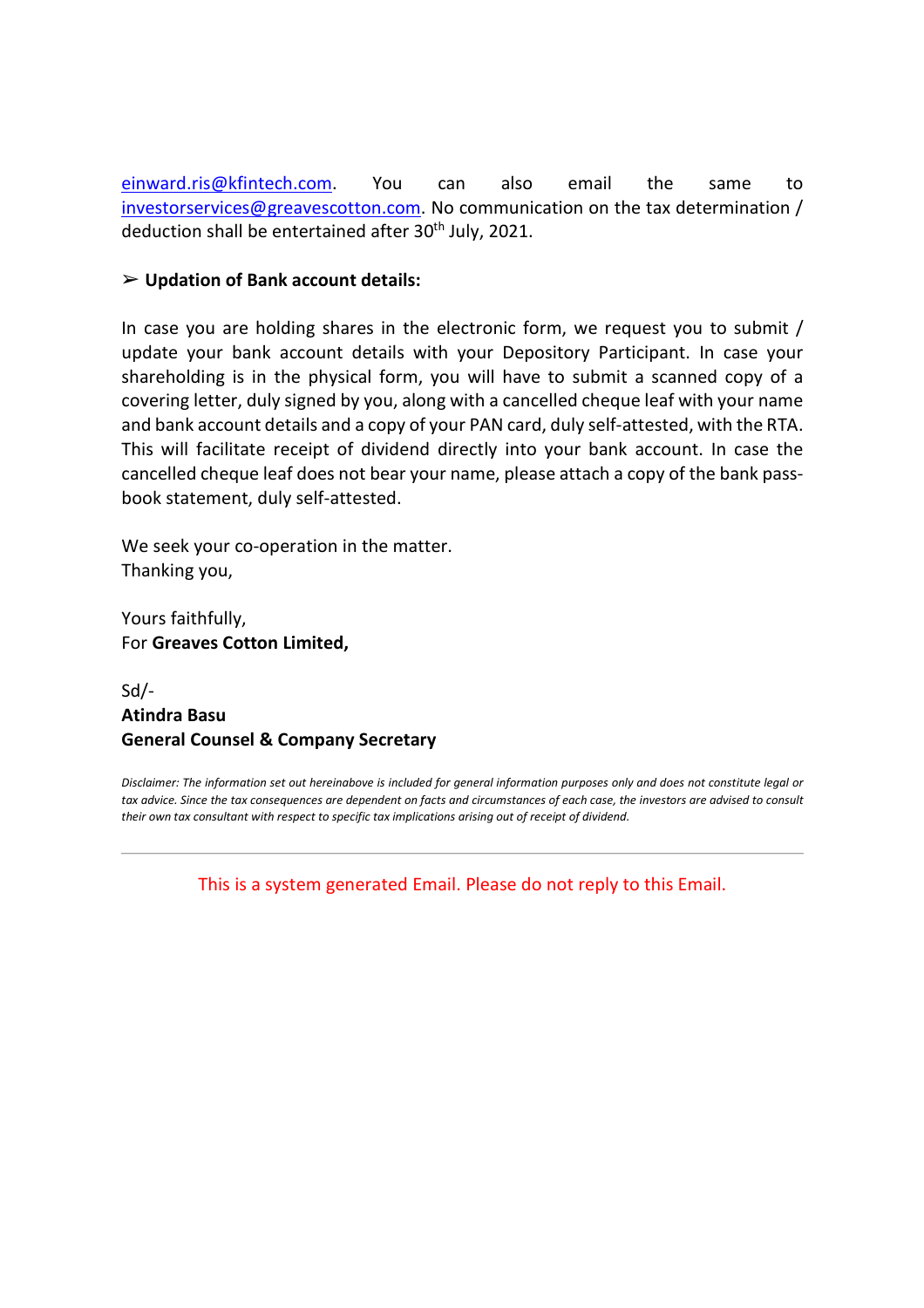einward.ris@kfintech.com. You can also email the same to investorservices@greavescotton.com. No communication on the tax determination / deduction shall be entertained after 30th July, 2021.

➢ **Updation of Bank account details:**

In case you are holding shares in the electronic form, we request you to submit / update your bank account details with your Depository Participant. In case your shareholding is in the physical form, you will have to submit a scanned copy of a covering letter, duly signed by you, along with a cancelled cheque leaf with your name and bank account details and a copy of your PAN card, duly self-attested, with the RTA. This will facilitate receipt of dividend directly into your bank account. In case the cancelled cheque leaf does not bear your name, please attach a copy of the bank pass-book statement, duly self-attested.

We seek your co-operation in the matter.
Thanking you,

Yours faithfully,
For **Greaves Cotton Limited,**

Sd/-
**Atindra Basu**
**General Counsel & Company Secretary**

*Disclaimer: The information set out hereinabove is included for general information purposes only and does not constitute legal or tax advice. Since the tax consequences are dependent on facts and circumstances of each case, the investors are advised to consult their own tax consultant with respect to specific tax implications arising out of receipt of dividend.*

---

This is a system generated Email. Please do not reply to this Email.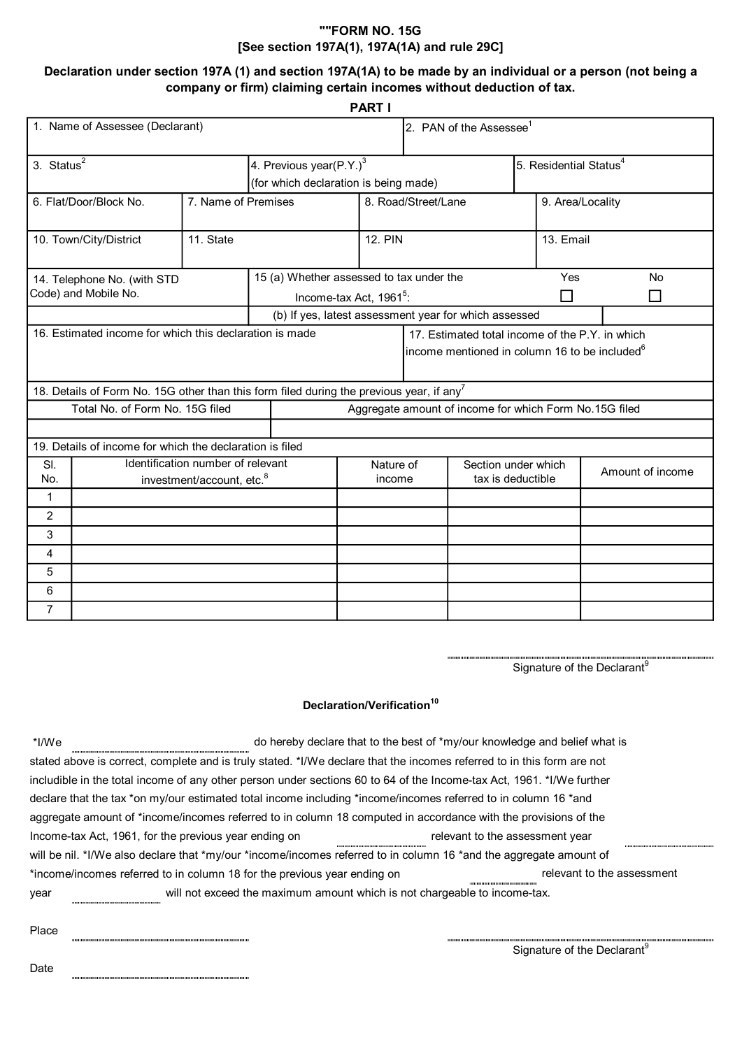**""FORM NO. 15G**
**[See section 197A(1), 197A(1A) and rule 29C]**

**Declaration under section 197A (1) and section 197A(1A) to be made by an individual or a person (not being a company or firm) claiming certain incomes without deduction of tax.**

**PART I**

| | | | |
|---|---|---|---|
| 1. Name of Assessee (Declarant) | | 2. PAN of the Assessee[1] | |
| 3. Status[2] | 4. Previous year(P.Y.)[3] (for which declaration is being made) | | 5. Residential Status[4] |
| 6. Flat/Door/Block No. | 7. Name of Premises | 8. Road/Street/Lane | 9. Area/Locality |
| 10. Town/City/District | 11. State | 12. PIN | 13. Email |
| 14. Telephone No. (with STD Code) and Mobile No. | 15 (a) Whether assessed to tax under the Income-tax Act, 1961[5]: | Yes ☐ | No ☐ |
| | (b) If yes, latest assessment year for which assessed | | |
| 16. Estimated income for which this declaration is made | | 17. Estimated total income of the P.Y. in which income mentioned in column 16 to be included[6] | |

18. Details of Form No. 15G other than this form filed during the previous year, if any[7]

| Total No. of Form No. 15G filed | Aggregate amount of income for which Form No.15G filed |
|---|---|
| | |

19. Details of income for which the declaration is filed

| Sl. No. | Identification number of relevant investment/account, etc.[8] | Nature of income | Section under which tax is deductible | Amount of income |
|---|---|---|---|---|
| 1 | | | | |
| 2 | | | | |
| 3 | | | | |
| 4 | | | | |
| 5 | | | | |
| 6 | | | | |
| 7 | | | | |

..................................................
Signature of the Declarant[9]

**Declaration/Verification[10]**

*I/We .................................... do hereby declare that to the best of *my/our knowledge and belief what is stated above is correct, complete and is truly stated. *I/We declare that the incomes referred to in this form are not includible in the total income of any other person under sections 60 to 64 of the Income-tax Act, 1961. *I/We further declare that the tax *on my/our estimated total income including *income/incomes referred to in column 16 *and aggregate amount of *income/incomes referred to in column 18 computed in accordance with the provisions of the Income-tax Act, 1961, for the previous year ending on .................... relevant to the assessment year .................... will be nil. *I/We also declare that *my/our *income/incomes referred to in column 16 *and the aggregate amount of *income/incomes referred to in column 18 for the previous year ending on .................... relevant to the assessment year .................... will not exceed the maximum amount which is not chargeable to income-tax.

Place ....................................

..................................................
Signature of the Declarant[9]

Date ....................................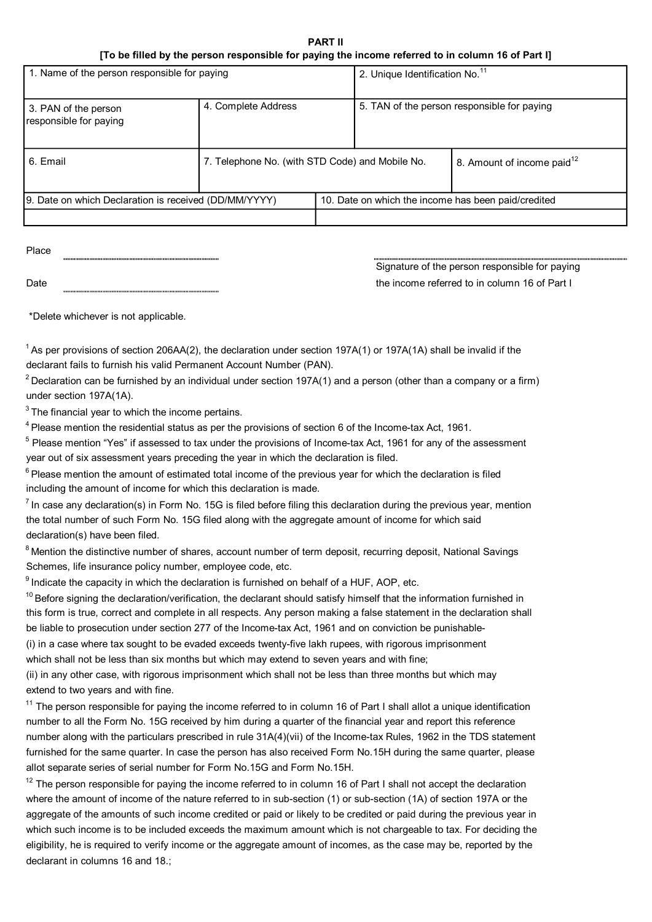**PART II**

**[To be filled by the person responsible for paying the income referred to in column 16 of Part I]**

| | | | |
|---|---|---|---|
| 1. Name of the person responsible for paying | | 2. Unique Identification No.[11] | |
| 3. PAN of the person responsible for paying | 4. Complete Address | 5. TAN of the person responsible for paying | |
| 6. Email | 7. Telephone No. (with STD Code) and Mobile No. | | 8. Amount of income paid[12] |
| 9. Date on which Declaration is received (DD/MM/YYYY) | | 10. Date on which the income has been paid/credited | |
| | | | |

Place ..............................

Date ..............................

..............................................................
Signature of the person responsible for paying the income referred to in column 16 of Part I

*Delete whichever is not applicable.

[1] As per provisions of section 206AA(2), the declaration under section 197A(1) or 197A(1A) shall be invalid if the declarant fails to furnish his valid Permanent Account Number (PAN).

[2] Declaration can be furnished by an individual under section 197A(1) and a person (other than a company or a firm) under section 197A(1A).

[3] The financial year to which the income pertains.

[4] Please mention the residential status as per the provisions of section 6 of the Income-tax Act, 1961.

[5] Please mention "Yes" if assessed to tax under the provisions of Income-tax Act, 1961 for any of the assessment year out of six assessment years preceding the year in which the declaration is filed.

[6] Please mention the amount of estimated total income of the previous year for which the declaration is filed including the amount of income for which this declaration is made.

[7] In case any declaration(s) in Form No. 15G is filed before filing this declaration during the previous year, mention the total number of such Form No. 15G filed along with the aggregate amount of income for which said declaration(s) have been filed.

[8] Mention the distinctive number of shares, account number of term deposit, recurring deposit, National Savings Schemes, life insurance policy number, employee code, etc.

[9] Indicate the capacity in which the declaration is furnished on behalf of a HUF, AOP, etc.

[10] Before signing the declaration/verification, the declarant should satisfy himself that the information furnished in this form is true, correct and complete in all respects. Any person making a false statement in the declaration shall be liable to prosecution under section 277 of the Income-tax Act, 1961 and on conviction be punishable-

(i) in a case where tax sought to be evaded exceeds twenty-five lakh rupees, with rigorous imprisonment which shall not be less than six months but which may extend to seven years and with fine;

(ii) in any other case, with rigorous imprisonment which shall not be less than three months but which may extend to two years and with fine.

[11] The person responsible for paying the income referred to in column 16 of Part I shall allot a unique identification number to all the Form No. 15G received by him during a quarter of the financial year and report this reference number along with the particulars prescribed in rule 31A(4)(vii) of the Income-tax Rules, 1962 in the TDS statement furnished for the same quarter. In case the person has also received Form No.15H during the same quarter, please allot separate series of serial number for Form No.15G and Form No.15H.

[12] The person responsible for paying the income referred to in column 16 of Part I shall not accept the declaration where the amount of income of the nature referred to in sub-section (1) or sub-section (1A) of section 197A or the aggregate of the amounts of such income credited or paid or likely to be credited or paid during the previous year in which such income is to be included exceeds the maximum amount which is not chargeable to tax. For deciding the eligibility, he is required to verify income or the aggregate amount of incomes, as the case may be, reported by the declarant in columns 16 and 18.;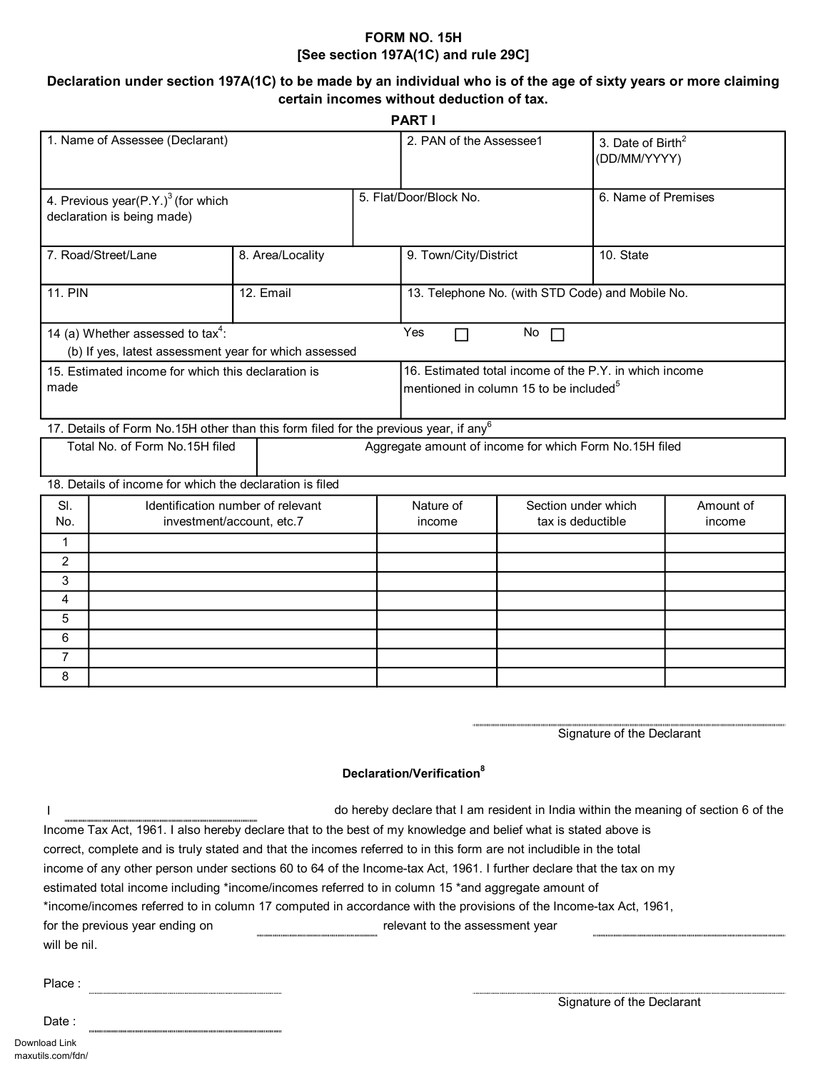**FORM NO. 15H**
**[See section 197A(1C) and rule 29C]**

**Declaration under section 197A(1C) to be made by an individual who is of the age of sixty years or more claiming certain incomes without deduction of tax.**

**PART I**

| | | |
|---|---|---|
| 1. Name of Assessee (Declarant) | 2. PAN of the Assessee1 | 3. Date of Birth[2] (DD/MM/YYYY) |
| 4. Previous year(P.Y.)[3] (for which declaration is being made) | 5. Flat/Door/Block No. | 6. Name of Premises |

| | | | |
|---|---|---|---|
| 7. Road/Street/Lane | 8. Area/Locality | 9. Town/City/District | 10. State |
| 11. PIN | 12. Email | 13. Telephone No. (with STD Code) and Mobile No. | |

14 (a) Whether assessed to tax[4]: Yes ☐ No ☐
(b) If yes, latest assessment year for which assessed

| | |
|---|---|
| 15. Estimated income for which this declaration is made | 16. Estimated total income of the P.Y. in which income mentioned in column 15 to be included[5] |

17. Details of Form No.15H other than this form filed for the previous year, if any[6]

| Total No. of Form No.15H filed | Aggregate amount of income for which Form No.15H filed |
|---|---|
| | |

18. Details of income for which the declaration is filed

| Sl. No. | Identification number of relevant investment/account, etc.7 | Nature of income | Section under which tax is deductible | Amount of income |
|---|---|---|---|---|
| 1 | | | | |
| 2 | | | | |
| 3 | | | | |
| 4 | | | | |
| 5 | | | | |
| 6 | | | | |
| 7 | | | | |
| 8 | | | | |

..................................................
Signature of the Declarant

**Declaration/Verification[8]**

I .................................................. do hereby declare that I am resident in India within the meaning of section 6 of the Income Tax Act, 1961. I also hereby declare that to the best of my knowledge and belief what is stated above is correct, complete and is truly stated and that the incomes referred to in this form are not includible in the total income of any other person under sections 60 to 64 of the Income-tax Act, 1961. I further declare that the tax on my estimated total income including *income/incomes referred to in column 15 *and aggregate amount of *income/incomes referred to in column 17 computed in accordance with the provisions of the Income-tax Act, 1961, for the previous year ending on .................................. relevant to the assessment year .................................. will be nil.

Place : ..................................................

..................................................
Signature of the Declarant

Date : ..................................................

Download Link
maxutils.com/fdn/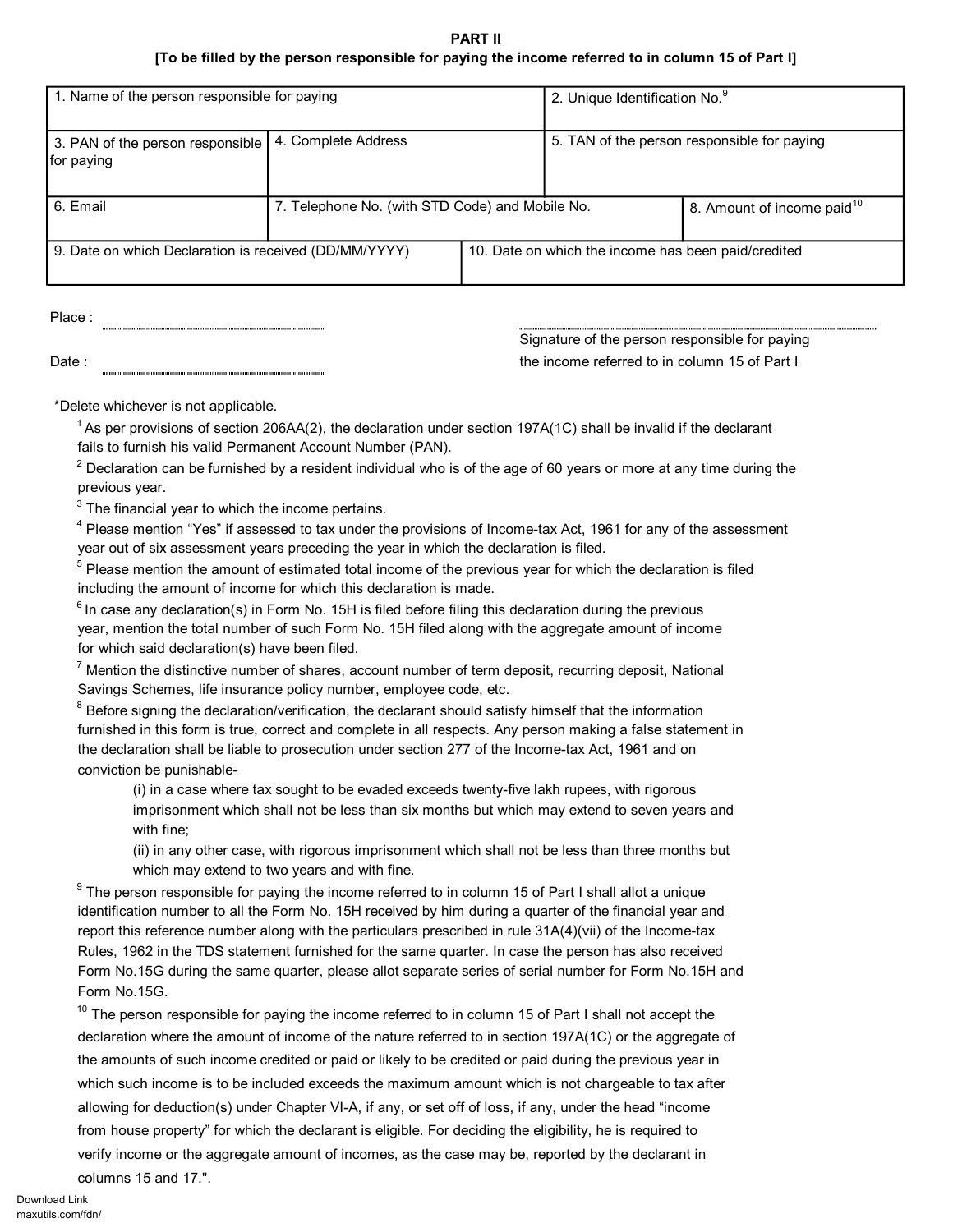**PART II**

**[To be filled by the person responsible for paying the income referred to in column 15 of Part I]**

| | | | |
|---|---|---|---|
| 1. Name of the person responsible for paying | | | 2. Unique Identification No.[9] |
| 3. PAN of the person responsible for paying | 4. Complete Address | | 5. TAN of the person responsible for paying |
| 6. Email | 7. Telephone No. (with STD Code) and Mobile No. | | 8. Amount of income paid[10] |
| 9. Date on which Declaration is received (DD/MM/YYYY) | | 10. Date on which the income has been paid/credited | |

Place : ..............................

Date : ..............................

..............................

Signature of the person responsible for paying the income referred to in column 15 of Part I

*Delete whichever is not applicable.

[1] As per provisions of section 206AA(2), the declaration under section 197A(1C) shall be invalid if the declarant fails to furnish his valid Permanent Account Number (PAN).

[2] Declaration can be furnished by a resident individual who is of the age of 60 years or more at any time during the previous year.

[3] The financial year to which the income pertains.

[4] Please mention "Yes" if assessed to tax under the provisions of Income-tax Act, 1961 for any of the assessment year out of six assessment years preceding the year in which the declaration is filed.

[5] Please mention the amount of estimated total income of the previous year for which the declaration is filed including the amount of income for which this declaration is made.

[6] In case any declaration(s) in Form No. 15H is filed before filing this declaration during the previous year, mention the total number of such Form No. 15H filed along with the aggregate amount of income for which said declaration(s) have been filed.

[7] Mention the distinctive number of shares, account number of term deposit, recurring deposit, National Savings Schemes, life insurance policy number, employee code, etc.

[8] Before signing the declaration/verification, the declarant should satisfy himself that the information furnished in this form is true, correct and complete in all respects. Any person making a false statement in the declaration shall be liable to prosecution under section 277 of the Income-tax Act, 1961 and on conviction be punishable-

(i) in a case where tax sought to be evaded exceeds twenty-five lakh rupees, with rigorous imprisonment which shall not be less than six months but which may extend to seven years and with fine;

(ii) in any other case, with rigorous imprisonment which shall not be less than three months but which may extend to two years and with fine.

[9] The person responsible for paying the income referred to in column 15 of Part I shall allot a unique identification number to all the Form No. 15H received by him during a quarter of the financial year and report this reference number along with the particulars prescribed in rule 31A(4)(vii) of the Income-tax Rules, 1962 in the TDS statement furnished for the same quarter. In case the person has also received Form No.15G during the same quarter, please allot separate series of serial number for Form No.15H and Form No.15G.

[10] The person responsible for paying the income referred to in column 15 of Part I shall not accept the declaration where the amount of income of the nature referred to in section 197A(1C) or the aggregate of the amounts of such income credited or paid or likely to be credited or paid during the previous year in which such income is to be included exceeds the maximum amount which is not chargeable to tax after allowing for deduction(s) under Chapter VI-A, if any, or set off of loss, if any, under the head "income from house property" for which the declarant is eligible. For deciding the eligibility, he is required to verify income or the aggregate amount of incomes, as the case may be, reported by the declarant in columns 15 and 17.".

Download Link
maxutils.com/fdn/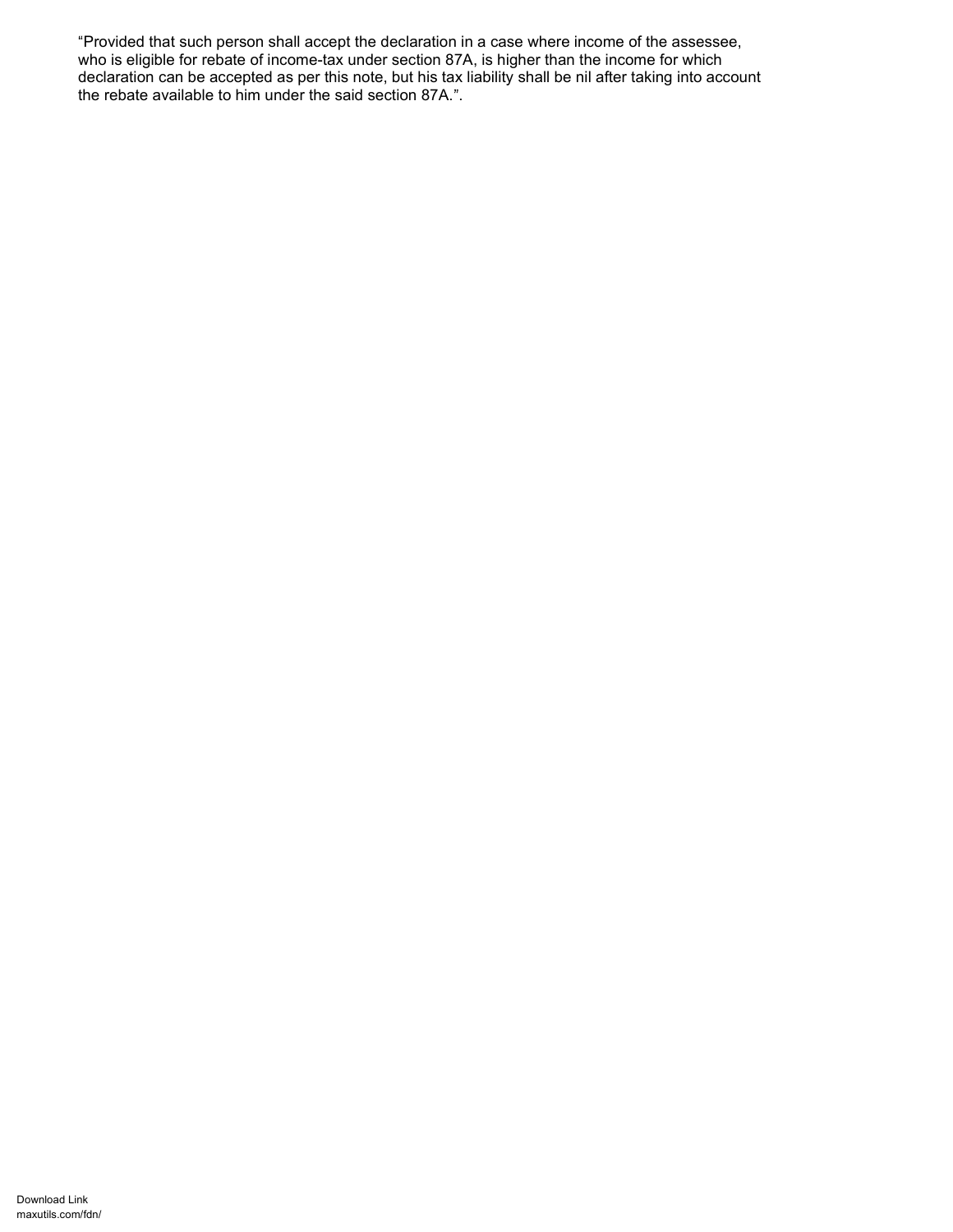"Provided that such person shall accept the declaration in a case where income of the assessee, who is eligible for rebate of income-tax under section 87A, is higher than the income for which declaration can be accepted as per this note, but his tax liability shall be nil after taking into account the rebate available to him under the said section 87A.".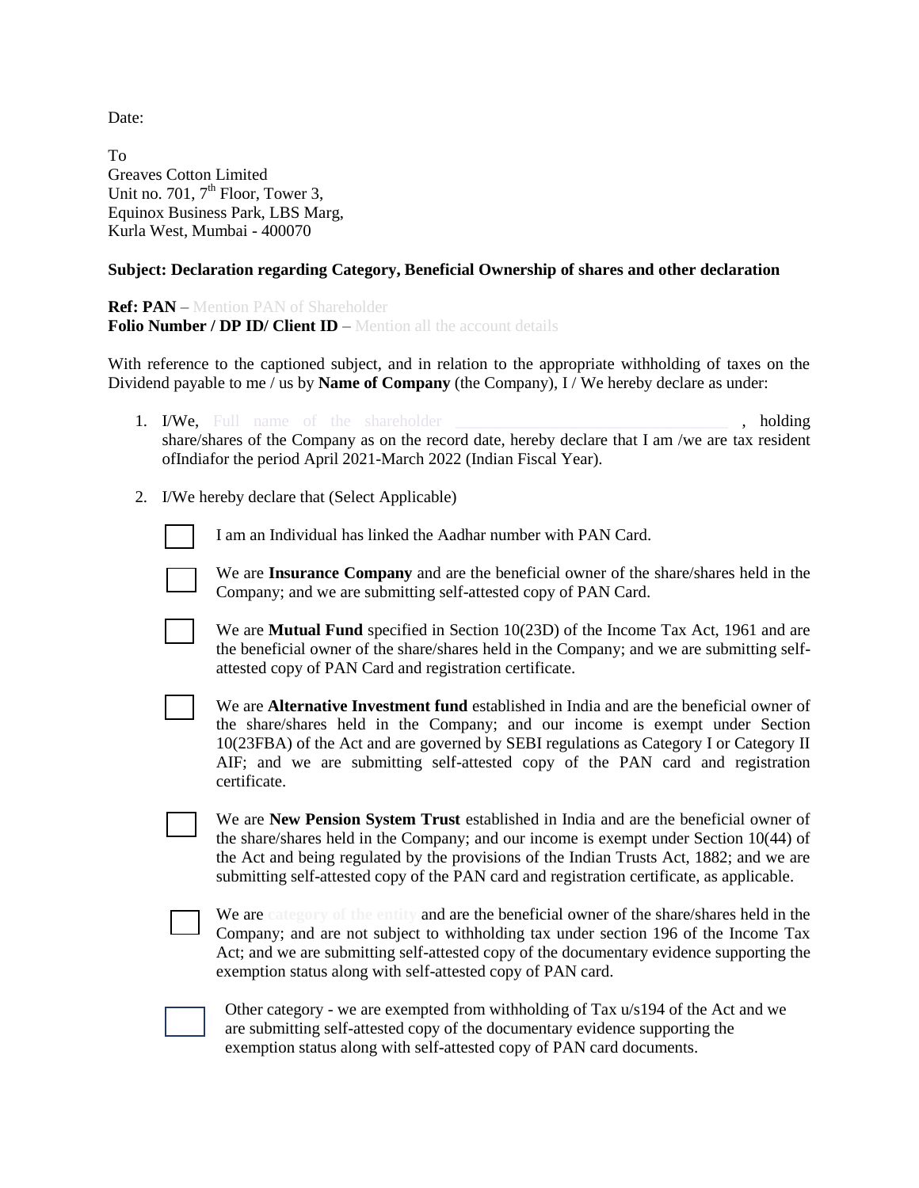Date:

To
Greaves Cotton Limited
Unit no. 701, 7th Floor, Tower 3,
Equinox Business Park, LBS Marg,
Kurla West, Mumbai - 400070

**Subject: Declaration regarding Category, Beneficial Ownership of shares and other declaration**

**Ref: PAN** – Mention PAN of Shareholder
**Folio Number / DP ID/ Client ID** – Mention all the account details

With reference to the captioned subject, and in relation to the appropriate withholding of taxes on the Dividend payable to me / us by **Name of Company** (the Company), I / We hereby declare as under:

1. I/We, Full name of the shareholder \_\_\_\_\_\_\_\_\_\_\_\_\_\_\_\_\_\_\_\_\_\_\_\_\_\_\_\_\_\_\_\_\_\_ , holding share/shares of the Company as on the record date, hereby declare that I am /we are tax resident ofIndiafor the period April 2021-March 2022 (Indian Fiscal Year).

2. I/We hereby declare that (Select Applicable)

☐ I am an Individual has linked the Aadhar number with PAN Card.

☐ We are **Insurance Company** and are the beneficial owner of the share/shares held in the Company; and we are submitting self-attested copy of PAN Card.

☐ We are **Mutual Fund** specified in Section 10(23D) of the Income Tax Act, 1961 and are the beneficial owner of the share/shares held in the Company; and we are submitting self-attested copy of PAN Card and registration certificate.

☐ We are **Alternative Investment fund** established in India and are the beneficial owner of the share/shares held in the Company; and our income is exempt under Section 10(23FBA) of the Act and are governed by SEBI regulations as Category I or Category II AIF; and we are submitting self-attested copy of the PAN card and registration certificate.

☐ We are **New Pension System Trust** established in India and are the beneficial owner of the share/shares held in the Company; and our income is exempt under Section 10(44) of the Act and being regulated by the provisions of the Indian Trusts Act, 1882; and we are submitting self-attested copy of the PAN card and registration certificate, as applicable.

☐ We are category of the entity and are the beneficial owner of the share/shares held in the Company; and are not subject to withholding tax under section 196 of the Income Tax Act; and we are submitting self-attested copy of the documentary evidence supporting the exemption status along with self-attested copy of PAN card.

☐ Other category - we are exempted from withholding of Tax u/s194 of the Act and we are submitting self-attested copy of the documentary evidence supporting the exemption status along with self-attested copy of PAN card documents.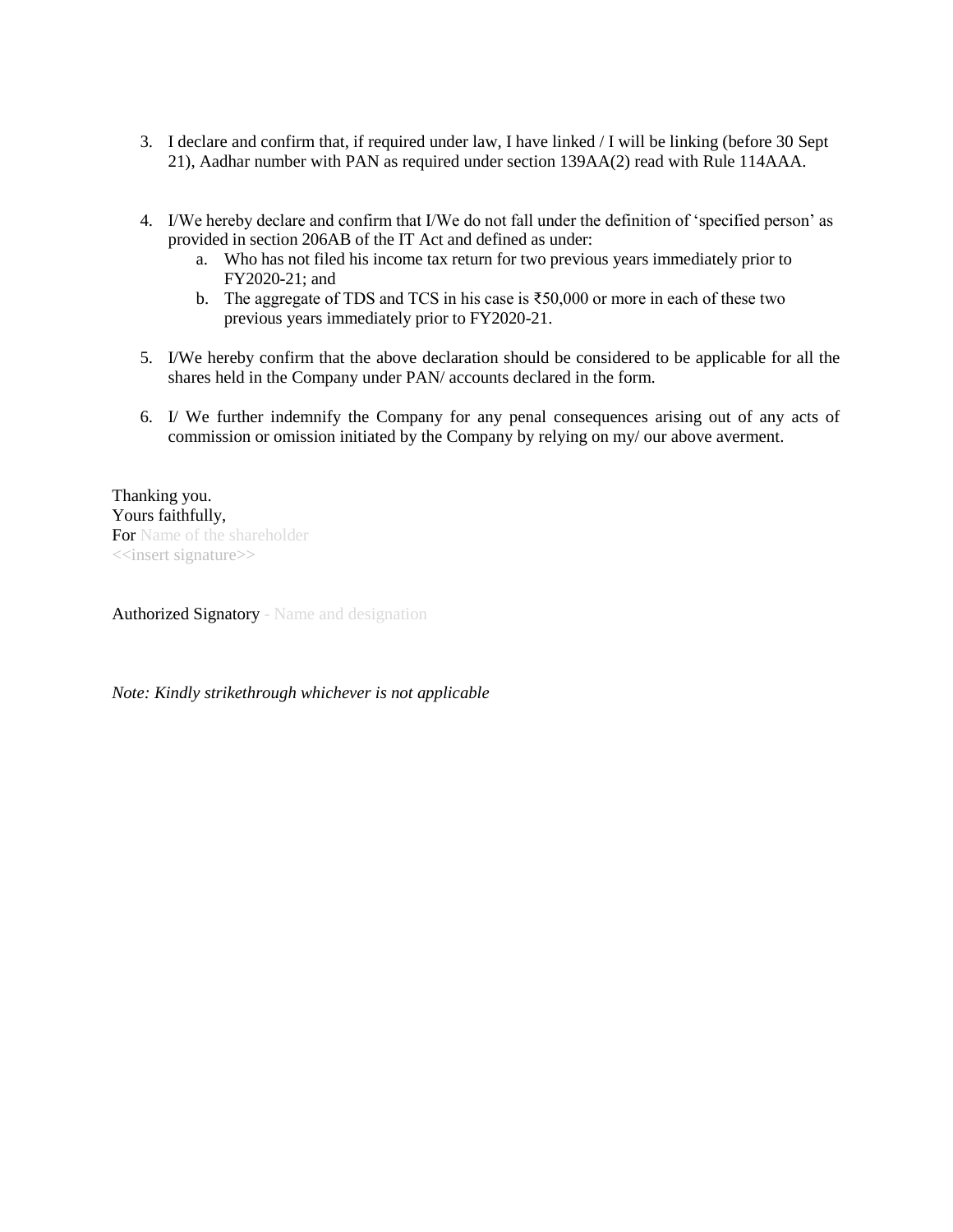3. I declare and confirm that, if required under law, I have linked / I will be linking (before 30 Sept 21), Aadhar number with PAN as required under section 139AA(2) read with Rule 114AAA.

4. I/We hereby declare and confirm that I/We do not fall under the definition of 'specified person' as provided in section 206AB of the IT Act and defined as under:
   a. Who has not filed his income tax return for two previous years immediately prior to FY2020-21; and
   b. The aggregate of TDS and TCS in his case is ₹50,000 or more in each of these two previous years immediately prior to FY2020-21.

5. I/We hereby confirm that the above declaration should be considered to be applicable for all the shares held in the Company under PAN/ accounts declared in the form.

6. I/ We further indemnify the Company for any penal consequences arising out of any acts of commission or omission initiated by the Company by relying on my/ our above averment.

Thanking you.
Yours faithfully,
For Name of the shareholder
<<insert signature>>

Authorized Signatory - Name and designation

*Note: Kindly strikethrough whichever is not applicable*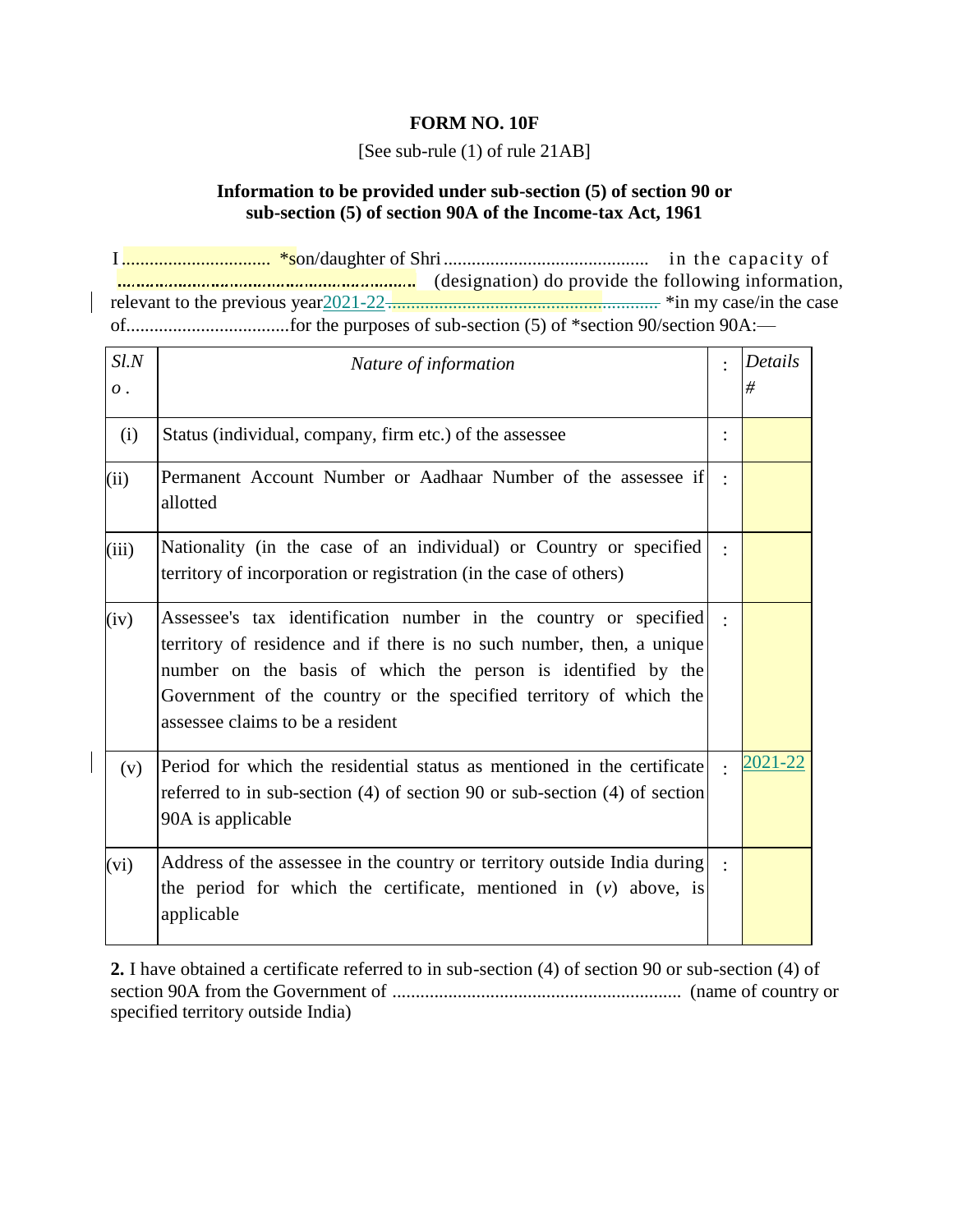**FORM NO. 10F**

[See sub-rule (1) of rule 21AB]

**Information to be provided under sub-section (5) of section 90 or sub-section (5) of section 90A of the Income-tax Act, 1961**

I................................ *son/daughter of Shri ........................................... in the capacity of ............................................................... (designation) do provide the following information, relevant to the previous year 2021-22 ........................................................... *in my case/in the case of..................................for the purposes of sub-section (5) of *section 90/section 90A:—

| *Sl.No.* | *Nature of information* | : | *Details #* |
|---|---|---|---|
| (i) | Status (individual, company, firm etc.) of the assessee | : | |
| (ii) | Permanent Account Number or Aadhaar Number of the assessee if allotted | : | |
| (iii) | Nationality (in the case of an individual) or Country or specified territory of incorporation or registration (in the case of others) | : | |
| (iv) | Assessee's tax identification number in the country or specified territory of residence and if there is no such number, then, a unique number on the basis of which the person is identified by the Government of the country or the specified territory of which the assessee claims to be a resident | : | |
| (v) | Period for which the residential status as mentioned in the certificate referred to in sub-section (4) of section 90 or sub-section (4) of section 90A is applicable | : | 2021-22 |
| (vi) | Address of the assessee in the country or territory outside India during the period for which the certificate, mentioned in (*v*) above, is applicable | : | |

**2.** I have obtained a certificate referred to in sub-section (4) of section 90 or sub-section (4) of section 90A from the Government of ............................................................. (name of country or specified territory outside India)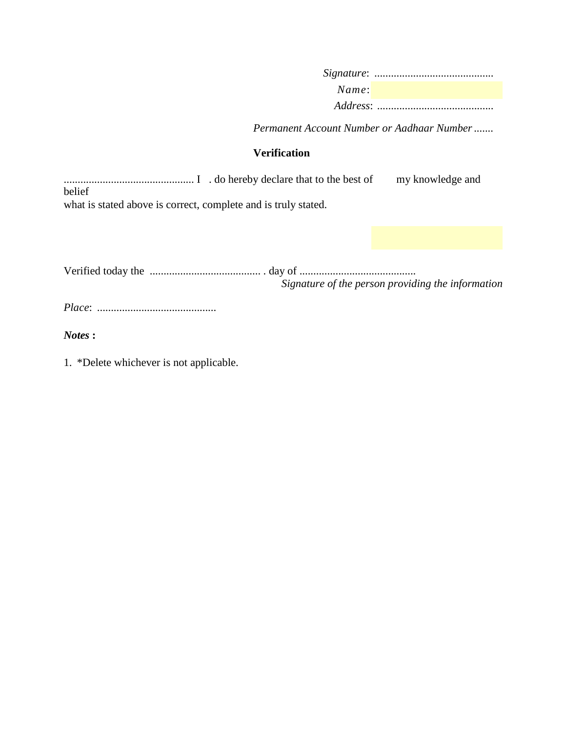*Signature*: ...........................................

*Name*:

*Address*: ..........................................

*Permanent Account Number or Aadhaar Number* .......

**Verification**

............................................... I . do hereby declare that to the best of my knowledge and belief what is stated above is correct, complete and is truly stated.

Verified today the ........................................ . day of ..........................................

*Signature of the person providing the information*

*Place*: ...........................................

***Notes* :**

1. *Delete whichever is not applicable.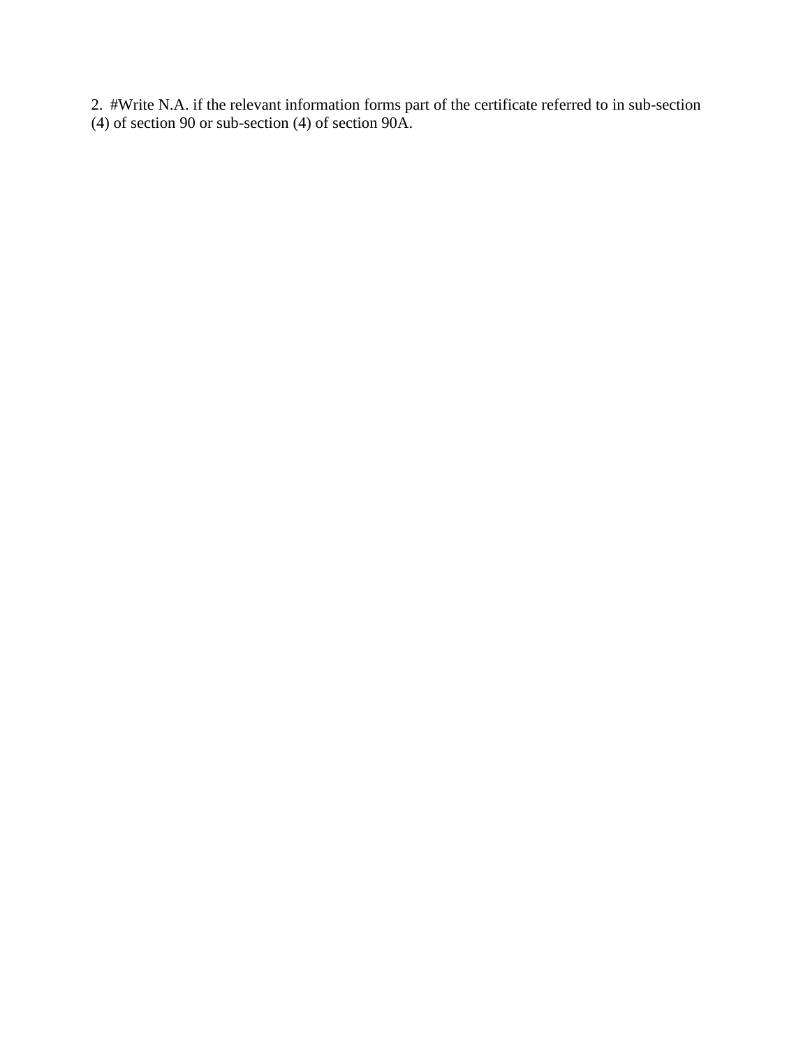2. #Write N.A. if the relevant information forms part of the certificate referred to in sub-section (4) of section 90 or sub-section (4) of section 90A.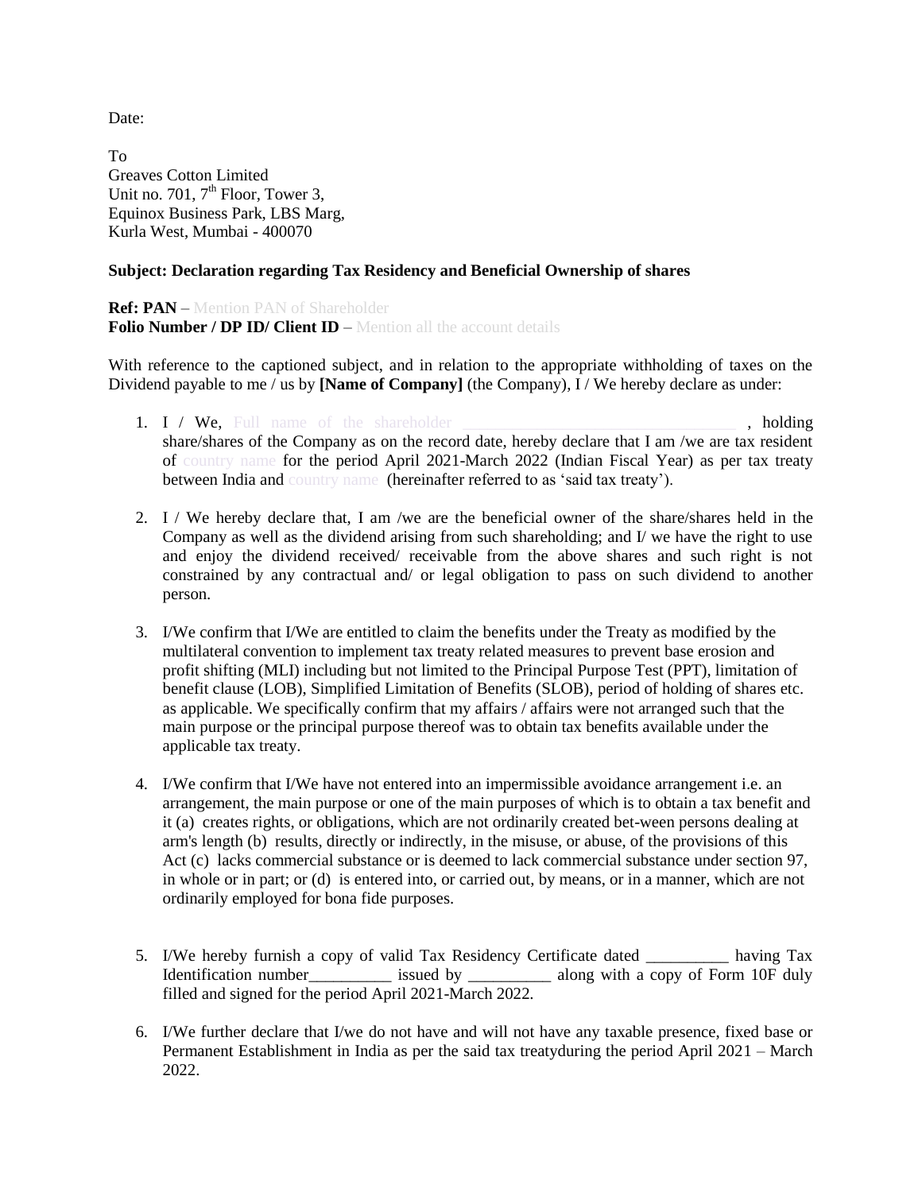Date:

To
Greaves Cotton Limited
Unit no. 701, 7th Floor, Tower 3,
Equinox Business Park, LBS Marg,
Kurla West, Mumbai - 400070

**Subject: Declaration regarding Tax Residency and Beneficial Ownership of shares**

**Ref: PAN** – Mention PAN of Shareholder
**Folio Number / DP ID/ Client ID** – Mention all the account details

With reference to the captioned subject, and in relation to the appropriate withholding of taxes on the Dividend payable to me / us by **[Name of Company]** (the Company), I / We hereby declare as under:

1. I / We, Full name of the shareholder ________________________________ , holding share/shares of the Company as on the record date, hereby declare that I am /we are tax resident of country name for the period April 2021-March 2022 (Indian Fiscal Year) as per tax treaty between India and country name (hereinafter referred to as 'said tax treaty').

2. I / We hereby declare that, I am /we are the beneficial owner of the share/shares held in the Company as well as the dividend arising from such shareholding; and I/ we have the right to use and enjoy the dividend received/ receivable from the above shares and such right is not constrained by any contractual and/ or legal obligation to pass on such dividend to another person.

3. I/We confirm that I/We are entitled to claim the benefits under the Treaty as modified by the multilateral convention to implement tax treaty related measures to prevent base erosion and profit shifting (MLI) including but not limited to the Principal Purpose Test (PPT), limitation of benefit clause (LOB), Simplified Limitation of Benefits (SLOB), period of holding of shares etc. as applicable. We specifically confirm that my affairs / affairs were not arranged such that the main purpose or the principal purpose thereof was to obtain tax benefits available under the applicable tax treaty.

4. I/We confirm that I/We have not entered into an impermissible avoidance arrangement i.e. an arrangement, the main purpose or one of the main purposes of which is to obtain a tax benefit and it (a) creates rights, or obligations, which are not ordinarily created bet-ween persons dealing at arm's length (b) results, directly or indirectly, in the misuse, or abuse, of the provisions of this Act (c) lacks commercial substance or is deemed to lack commercial substance under section 97, in whole or in part; or (d) is entered into, or carried out, by means, or in a manner, which are not ordinarily employed for bona fide purposes.

5. I/We hereby furnish a copy of valid Tax Residency Certificate dated __________ having Tax Identification number__________ issued by __________ along with a copy of Form 10F duly filled and signed for the period April 2021-March 2022.

6. I/We further declare that I/we do not have and will not have any taxable presence, fixed base or Permanent Establishment in India as per the said tax treatyduring the period April 2021 – March 2022.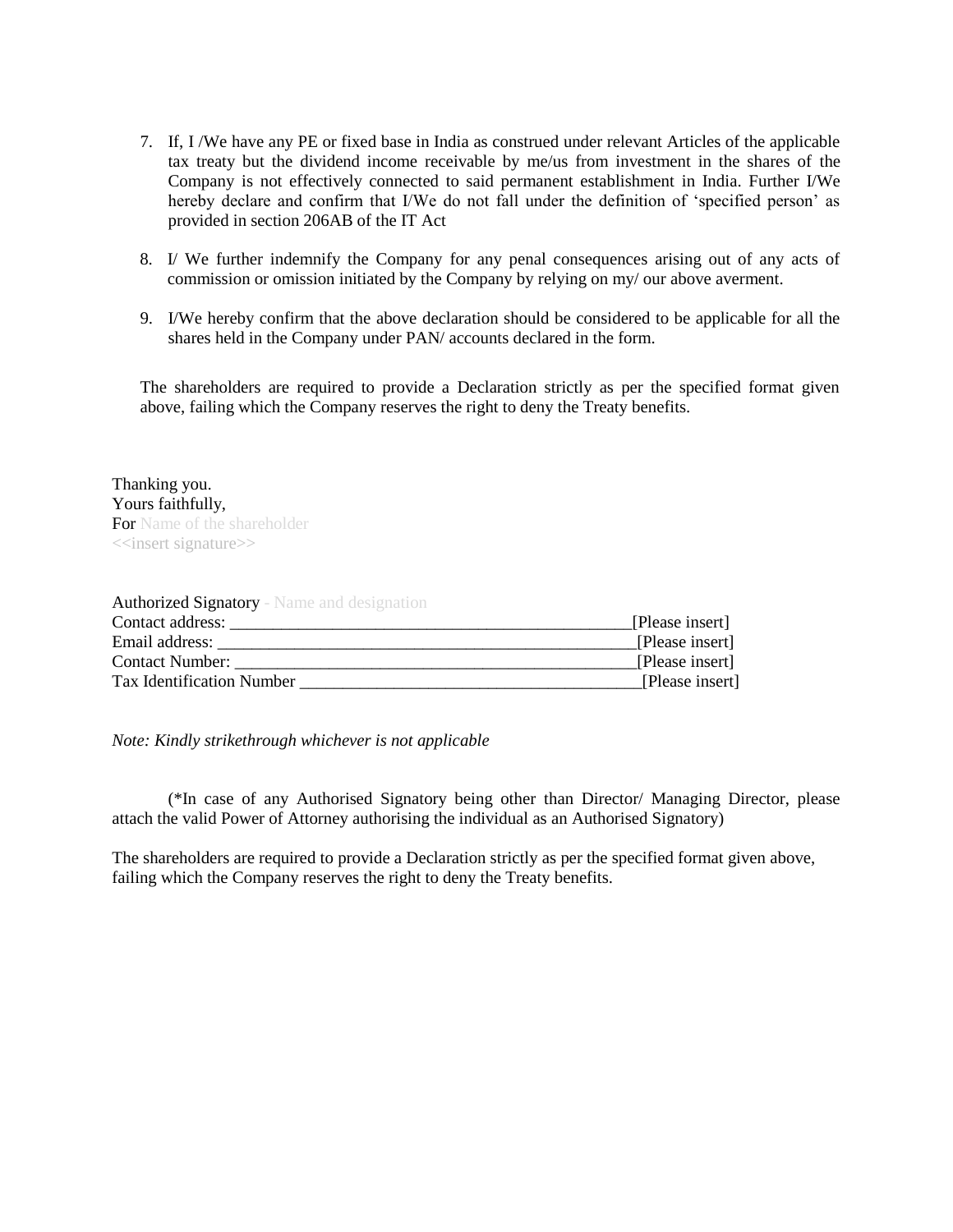7. If, I /We have any PE or fixed base in India as construed under relevant Articles of the applicable tax treaty but the dividend income receivable by me/us from investment in the shares of the Company is not effectively connected to said permanent establishment in India. Further I/We hereby declare and confirm that I/We do not fall under the definition of 'specified person' as provided in section 206AB of the IT Act

8. I/ We further indemnify the Company for any penal consequences arising out of any acts of commission or omission initiated by the Company by relying on my/ our above averment.

9. I/We hereby confirm that the above declaration should be considered to be applicable for all the shares held in the Company under PAN/ accounts declared in the form.

The shareholders are required to provide a Declaration strictly as per the specified format given above, failing which the Company reserves the right to deny the Treaty benefits.

Thanking you.
Yours faithfully,
For Name of the shareholder
<<insert signature>>

Authorized Signatory - Name and designation
Contact address: ______________________________________________[Please insert]
Email address: ________________________________________________[Please insert]
Contact Number: ______________________________________________[Please insert]
Tax Identification Number ______________________________________[Please insert]

*Note: Kindly strikethrough whichever is not applicable*

(*In case of any Authorised Signatory being other than Director/ Managing Director, please attach the valid Power of Attorney authorising the individual as an Authorised Signatory)

The shareholders are required to provide a Declaration strictly as per the specified format given above, failing which the Company reserves the right to deny the Treaty benefits.